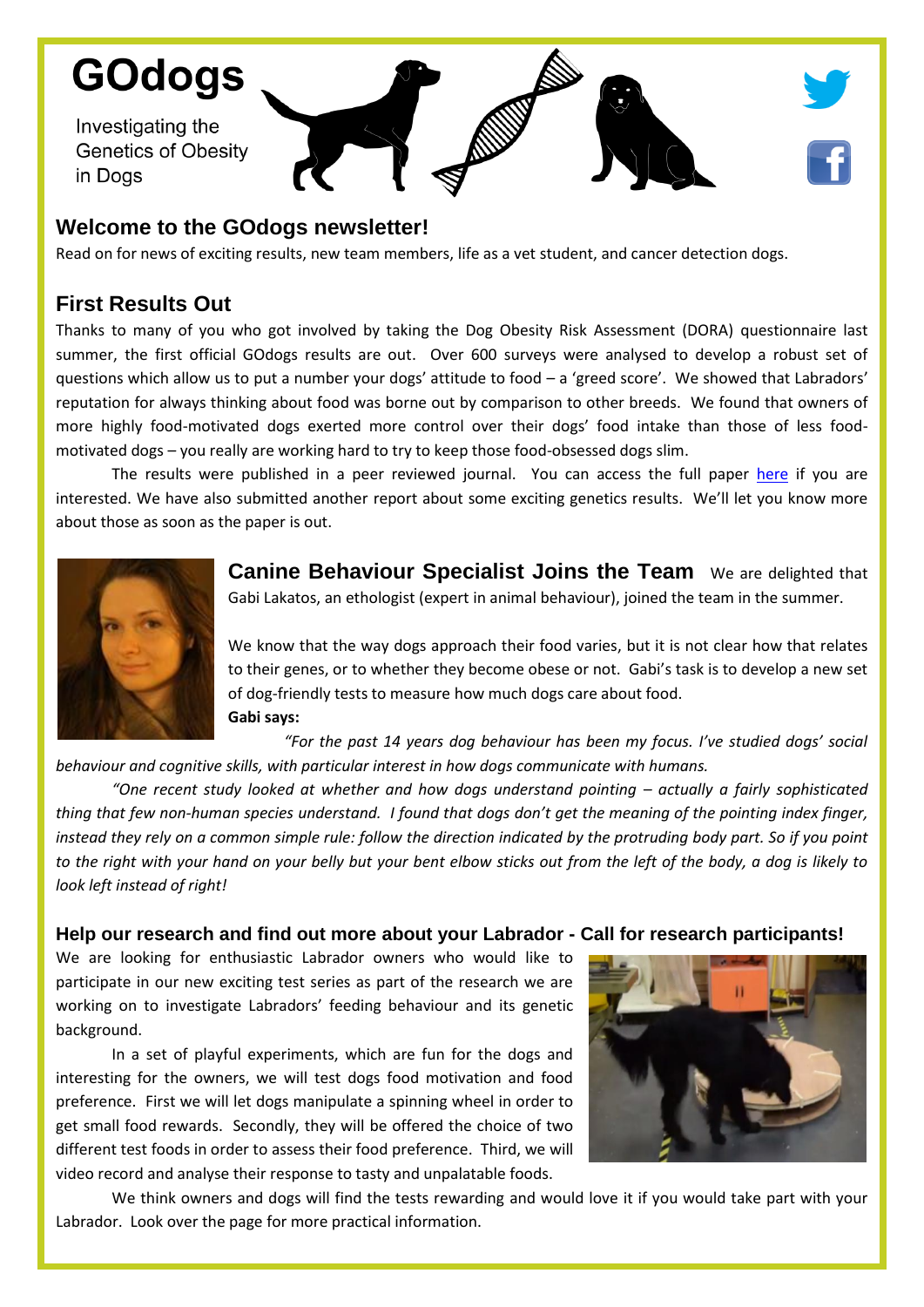# GOdogs

Investigating the Genetics of Obesity in Dogs

## Welcome to the GOdogs newsletter!

Read on for news of exciting results, new team members, life as a vet student, and cancer detection dogs.

## First Results Out

Thanks to many of you who got involved by taking the Dog Obesity Risk Assessment (DORA) questionnaire last summer, the first official GOdogs results are out. Over 600 surveys were analysed to develop a robust set of questions which allow us to put a number your dogs' attitude to food – a 'greed score'. We showed that Labradors' reputation for always thinking about food was borne out by comparison to other breeds. We found that owners of more highly food-motivated dogs exerted more control over their dogs' food intake than those of less food-motivated dogs – you really are working hard to try to keep those food-obsessed dogs slim.

The results were published in a peer reviewed journal. You can access the full paper here if you are interested. We have also submitted another report about some exciting genetics results. We'll let you know more about those as soon as the paper is out.

## Canine Behaviour Specialist Joins the Team

We are delighted that Gabi Lakatos, an ethologist (expert in animal behaviour), joined the team in the summer.

We know that the way dogs approach their food varies, but it is not clear how that relates to their genes, or to whether they become obese or not. Gabi's task is to develop a new set of dog-friendly tests to measure how much dogs care about food.

**Gabi says:**

*"For the past 14 years dog behaviour has been my focus. I've studied dogs' social behaviour and cognitive skills, with particular interest in how dogs communicate with humans.*

*"One recent study looked at whether and how dogs understand pointing – actually a fairly sophisticated thing that few non-human species understand. I found that dogs don't get the meaning of the pointing index finger, instead they rely on a common simple rule: follow the direction indicated by the protruding body part. So if you point to the right with your hand on your belly but your bent elbow sticks out from the left of the body, a dog is likely to look left instead of right!*

### Help our research and find out more about your Labrador - Call for research participants!

We are looking for enthusiastic Labrador owners who would like to participate in our new exciting test series as part of the research we are working on to investigate Labradors' feeding behaviour and its genetic background.

In a set of playful experiments, which are fun for the dogs and interesting for the owners, we will test dogs food motivation and food preference. First we will let dogs manipulate a spinning wheel in order to get small food rewards. Secondly, they will be offered the choice of two different test foods in order to assess their food preference. Third, we will video record and analyse their response to tasty and unpalatable foods.

We think owners and dogs will find the tests rewarding and would love it if you would take part with your Labrador. Look over the page for more practical information.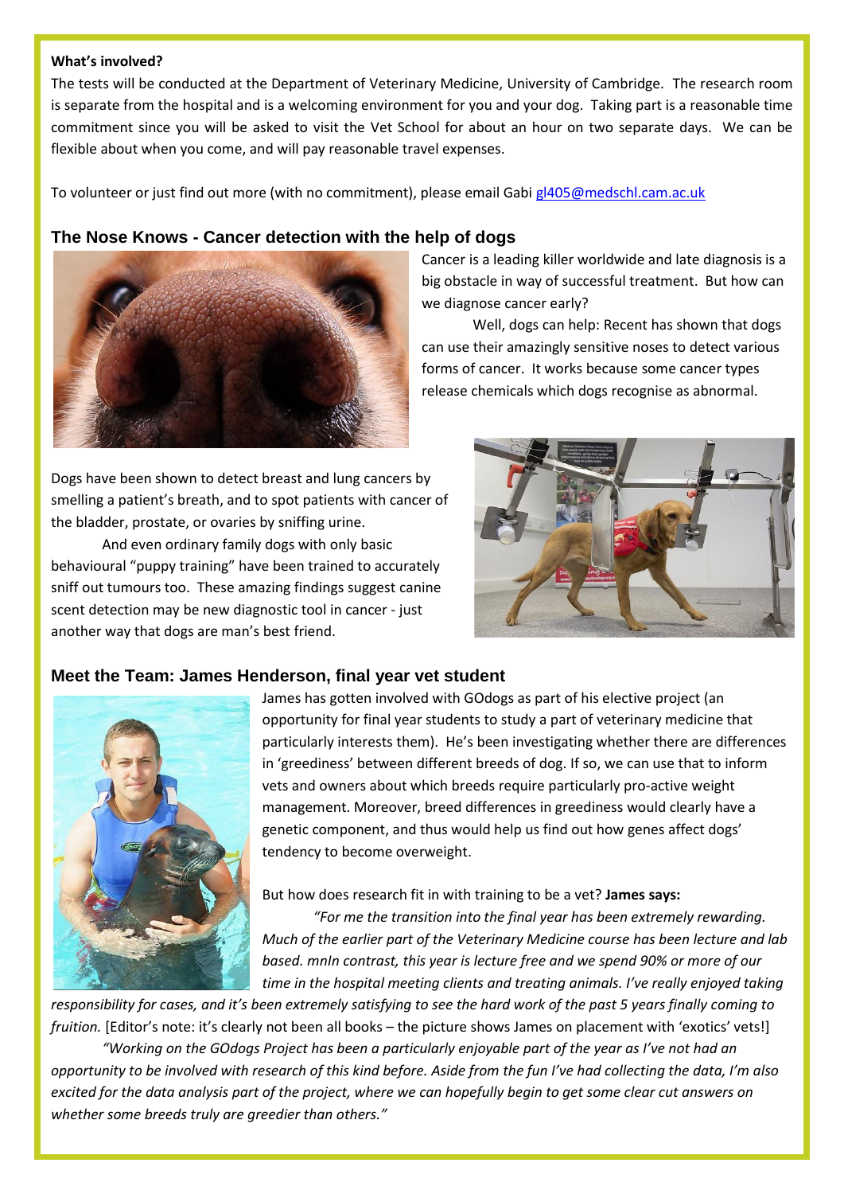**What's involved?**

The tests will be conducted at the Department of Veterinary Medicine, University of Cambridge. The research room is separate from the hospital and is a welcoming environment for you and your dog. Taking part is a reasonable time commitment since you will be asked to visit the Vet School for about an hour on two separate days. We can be flexible about when you come, and will pay reasonable travel expenses.

To volunteer or just find out more (with no commitment), please email Gabi gl405@medschl.cam.ac.uk

## The Nose Knows - Cancer detection with the help of dogs

Cancer is a leading killer worldwide and late diagnosis is a big obstacle in way of successful treatment. But how can we diagnose cancer early?

Well, dogs can help: Recent has shown that dogs can use their amazingly sensitive noses to detect various forms of cancer. It works because some cancer types release chemicals which dogs recognise as abnormal.

Dogs have been shown to detect breast and lung cancers by smelling a patient's breath, and to spot patients with cancer of the bladder, prostate, or ovaries by sniffing urine.

And even ordinary family dogs with only basic behavioural "puppy training" have been trained to accurately sniff out tumours too. These amazing findings suggest canine scent detection may be new diagnostic tool in cancer - just another way that dogs are man's best friend.

## Meet the Team: James Henderson, final year vet student

James has gotten involved with GOdogs as part of his elective project (an opportunity for final year students to study a part of veterinary medicine that particularly interests them). He's been investigating whether there are differences in 'greediness' between different breeds of dog. If so, we can use that to inform vets and owners about which breeds require particularly pro-active weight management. Moreover, breed differences in greediness would clearly have a genetic component, and thus would help us find out how genes affect dogs' tendency to become overweight.

But how does research fit in with training to be a vet? **James says:**

*"For me the transition into the final year has been extremely rewarding. Much of the earlier part of the Veterinary Medicine course has been lecture and lab based. mnIn contrast, this year is lecture free and we spend 90% or more of our time in the hospital meeting clients and treating animals. I've really enjoyed taking responsibility for cases, and it's been extremely satisfying to see the hard work of the past 5 years finally coming to fruition.* [Editor's note: it's clearly not been all books – the picture shows James on placement with 'exotics' vets!]

*"Working on the GOdogs Project has been a particularly enjoyable part of the year as I've not had an opportunity to be involved with research of this kind before. Aside from the fun I've had collecting the data, I'm also excited for the data analysis part of the project, where we can hopefully begin to get some clear cut answers on whether some breeds truly are greedier than others."*